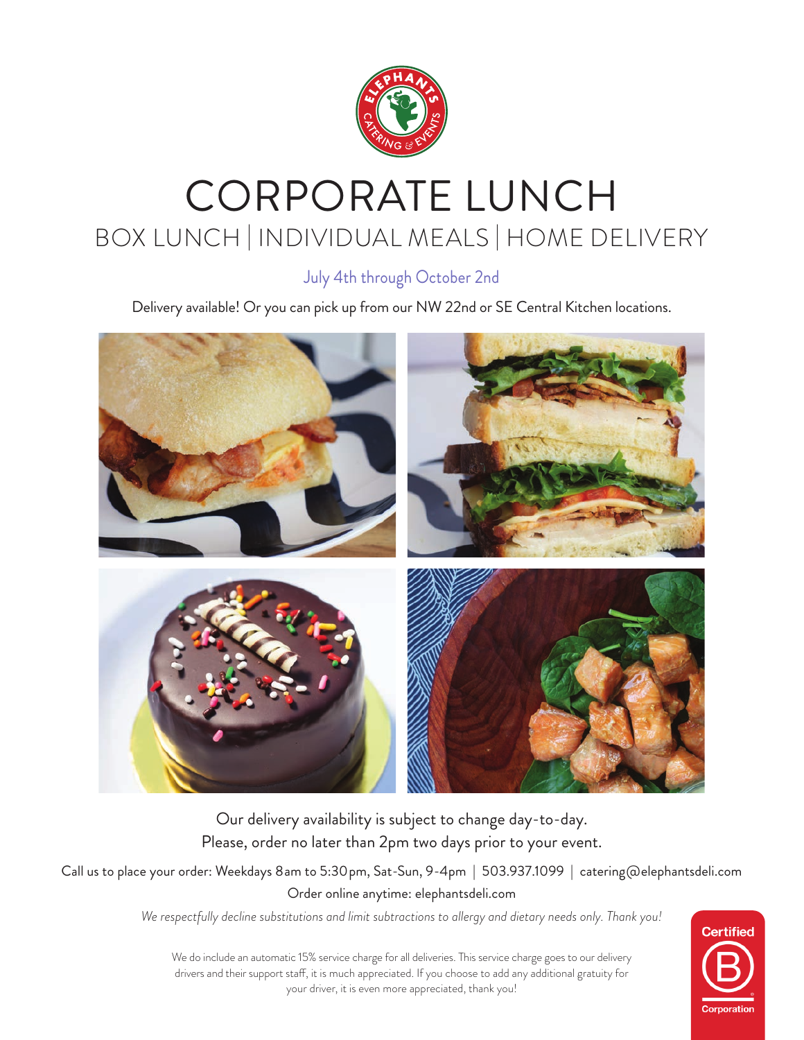# CORPORATE LUNCH

## BOX LUNCH | INDIVIDUAL MEALS | HOME DELIVERY

July 4th through October 2nd

Delivery available! Or you can pick up from our NW 22nd or SE Central Kitchen locations.

Our delivery availability is subject to change day-to-day.
Please, order no later than 2pm two days prior to your event.

Call us to place your order: Weekdays 8am to 5:30pm, Sat-Sun, 9-4pm | 503.937.1099 | catering@elephantsdeli.com

Order online anytime: elephantsdeli.com

*We respectfully decline substitutions and limit subtractions to allergy and dietary needs only. Thank you!*

We do include an automatic 15% service charge for all deliveries. This service charge goes to our delivery drivers and their support staff, it is much appreciated. If you choose to add any additional gratuity for your driver, it is even more appreciated, thank you!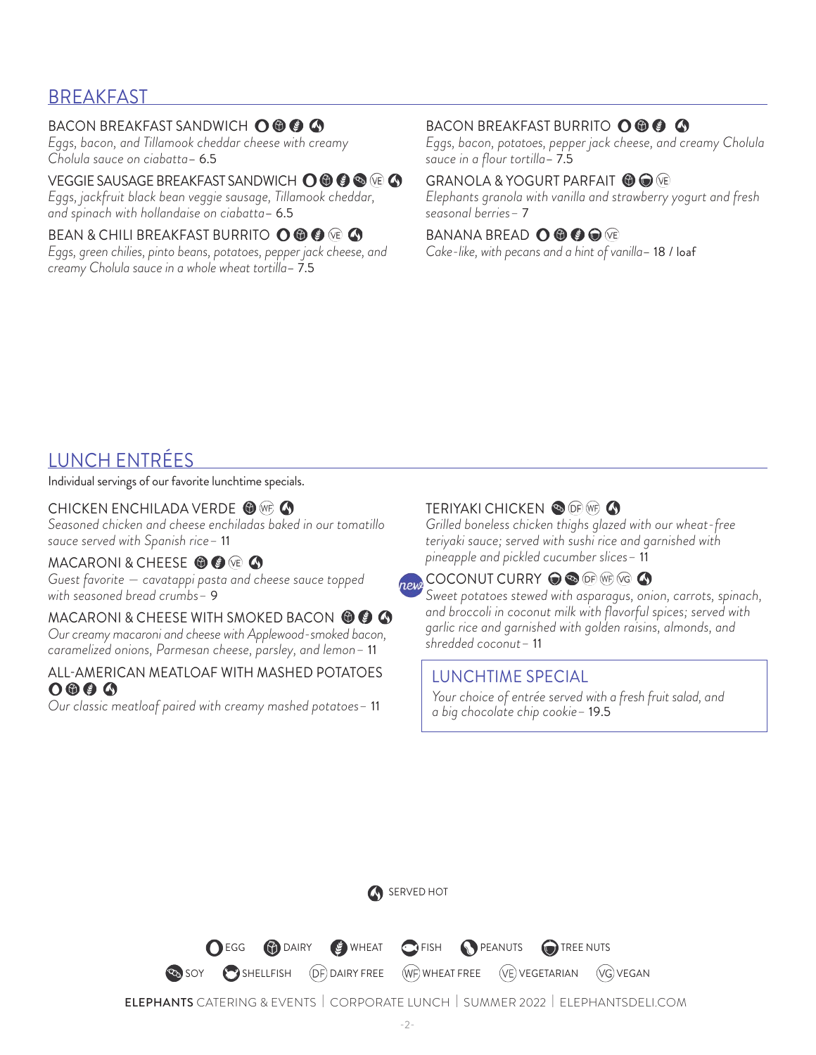## BREAKFAST

**BACON BREAKFAST SANDWICH** (Egg, Dairy, Wheat, Served Hot)
*Eggs, bacon, and Tillamook cheddar cheese with creamy Cholula sauce on ciabatta* – 6.5

**VEGGIE SAUSAGE BREAKFAST SANDWICH** (Egg, Dairy, Wheat, Soy, VE, Served Hot)
*Eggs, jackfruit black bean veggie sausage, Tillamook cheddar, and spinach with hollandaise on ciabatta* – 6.5

**BEAN & CHILI BREAKFAST BURRITO** (Egg, Dairy, Wheat, VE, Served Hot)
*Eggs, green chilies, pinto beans, potatoes, pepper jack cheese, and creamy Cholula sauce in a whole wheat tortilla* – 7.5

**BACON BREAKFAST BURRITO** (Egg, Dairy, Wheat, Served Hot)
*Eggs, bacon, potatoes, pepper jack cheese, and creamy Cholula sauce in a flour tortilla* – 7.5

**GRANOLA & YOGURT PARFAIT** (Dairy, Tree Nuts, VE)
*Elephants granola with vanilla and strawberry yogurt and fresh seasonal berries* – 7

**BANANA BREAD** (Egg, Dairy, Wheat, Tree Nuts, VE)
*Cake-like, with pecans and a hint of vanilla* – 18 / loaf

## LUNCH ENTRÉES

Individual servings of our favorite lunchtime specials.

**CHICKEN ENCHILADA VERDE** (Dairy, WF, Served Hot)
*Seasoned chicken and cheese enchiladas baked in our tomatillo sauce served with Spanish rice* – 11

**MACARONI & CHEESE** (Dairy, Wheat, VE, Served Hot)
*Guest favorite — cavatappi pasta and cheese sauce topped with seasoned bread crumbs* – 9

**MACARONI & CHEESE WITH SMOKED BACON** (Dairy, Wheat, Served Hot)
*Our creamy macaroni and cheese with Applewood-smoked bacon, caramelized onions, Parmesan cheese, parsley, and lemon* – 11

**ALL-AMERICAN MEATLOAF WITH MASHED POTATOES** (Egg, Dairy, Wheat, Served Hot)
*Our classic meatloaf paired with creamy mashed potatoes* – 11

**TERIYAKI CHICKEN** (Soy, DF, WF, Served Hot)
*Grilled boneless chicken thighs glazed with our wheat-free teriyaki sauce; served with sushi rice and garnished with pineapple and pickled cucumber slices* – 11

*new* **COCONUT CURRY** (Tree Nuts, Soy, DF, WF, VG, Served Hot)
*Sweet potatoes stewed with asparagus, onion, carrots, spinach, and broccoli in coconut milk with flavorful spices; served with garlic rice and garnished with golden raisins, almonds, and shredded coconut* – 11

### LUNCHTIME SPECIAL

*Your choice of entrée served with a fresh fruit salad, and a big chocolate chip cookie* – 19.5

SERVED HOT

EGG | DAIRY | WHEAT | FISH | PEANUTS | TREE NUTS
SOY | SHELLFISH | (DF) DAIRY FREE | (WF) WHEAT FREE | (VE) VEGETARIAN | (VG) VEGAN

**ELEPHANTS** CATERING & EVENTS | CORPORATE LUNCH | SUMMER 2022 | ELEPHANTSDELI.COM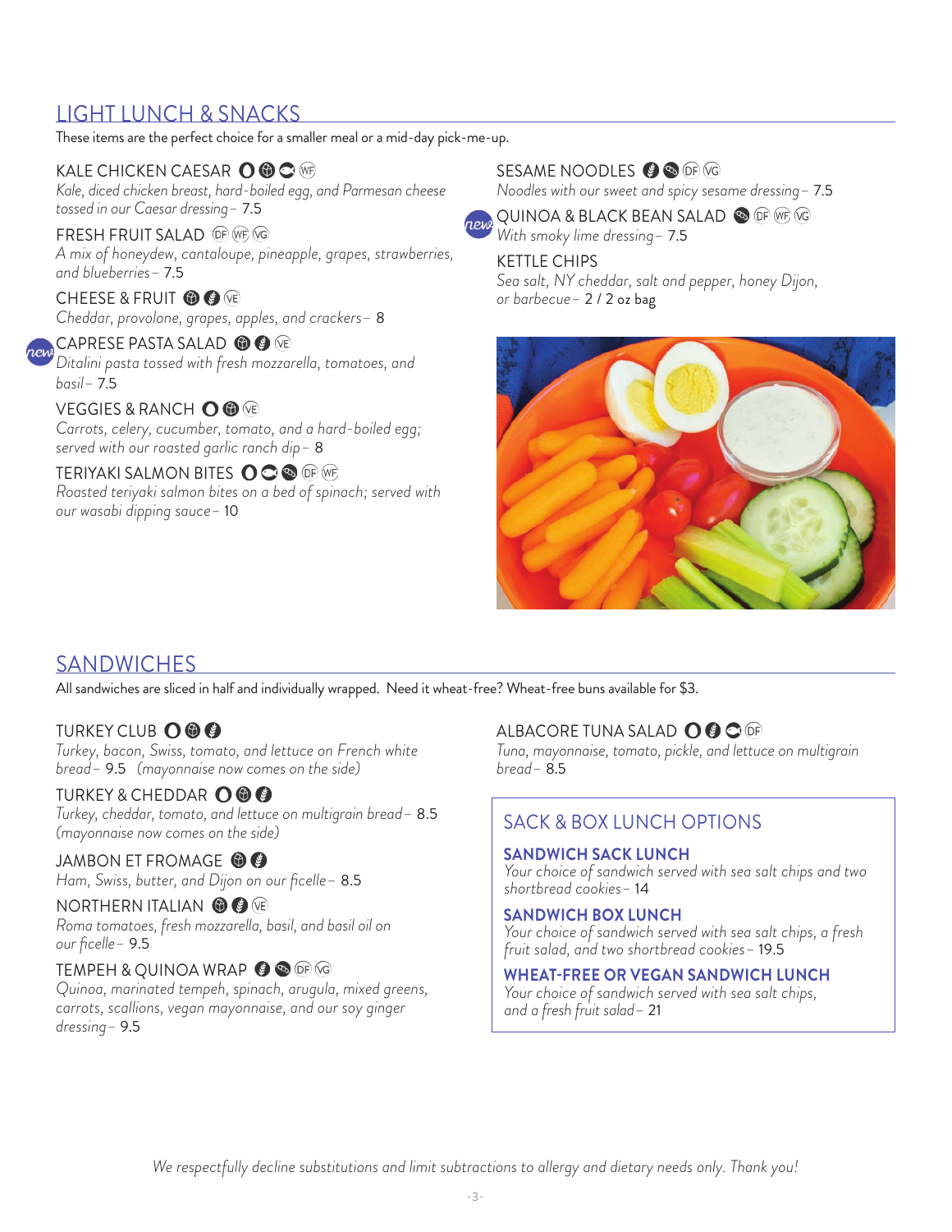## LIGHT LUNCH & SNACKS

These items are the perfect choice for a smaller meal or a mid-day pick-me-up.

**KALE CHICKEN CAESAR** (WF)
*Kale, diced chicken breast, hard-boiled egg, and Parmesan cheese tossed in our Caesar dressing* – 7.5

**FRESH FRUIT SALAD** (DF) (WF) (VG)
*A mix of honeydew, cantaloupe, pineapple, grapes, strawberries, and blueberries* – 7.5

**CHEESE & FRUIT** (VE)
*Cheddar, provolone, grapes, apples, and crackers* – 8

new **CAPRESE PASTA SALAD** (VE)
*Ditalini pasta tossed with fresh mozzarella, tomatoes, and basil* – 7.5

**VEGGIES & RANCH** (VE)
*Carrots, celery, cucumber, tomato, and a hard-boiled egg; served with our roasted garlic ranch dip* – 8

**TERIYAKI SALMON BITES** (DF) (WF)
*Roasted teriyaki salmon bites on a bed of spinach; served with our wasabi dipping sauce* – 10

**SESAME NOODLES** (DF) (VG)
*Noodles with our sweet and spicy sesame dressing* – 7.5

new **QUINOA & BLACK BEAN SALAD** (DF) (WF) (VG)
*With smoky lime dressing* – 7.5

**KETTLE CHIPS**
*Sea salt, NY cheddar, salt and pepper, honey Dijon, or barbecue* – 2 / 2 oz bag

## SANDWICHES

All sandwiches are sliced in half and individually wrapped. Need it wheat-free? Wheat-free buns available for $3.

**TURKEY CLUB**
*Turkey, bacon, Swiss, tomato, and lettuce on French white bread* – 9.5 (mayonnaise now comes on the side)

**TURKEY & CHEDDAR**
*Turkey, cheddar, tomato, and lettuce on multigrain bread* – 8.5 (mayonnaise now comes on the side)

**JAMBON ET FROMAGE**
*Ham, Swiss, butter, and Dijon on our ficelle* – 8.5

**NORTHERN ITALIAN** (VE)
*Roma tomatoes, fresh mozzarella, basil, and basil oil on our ficelle* – 9.5

**TEMPEH & QUINOA WRAP** (DF) (VG)
*Quinoa, marinated tempeh, spinach, arugula, mixed greens, carrots, scallions, vegan mayonnaise, and our soy ginger dressing* – 9.5

**ALBACORE TUNA SALAD** (DF)
*Tuna, mayonnaise, tomato, pickle, and lettuce on multigrain bread* – 8.5

### SACK & BOX LUNCH OPTIONS

**SANDWICH SACK LUNCH**
*Your choice of sandwich served with sea salt chips and two shortbread cookies* – 14

**SANDWICH BOX LUNCH**
*Your choice of sandwich served with sea salt chips, a fresh fruit salad, and two shortbread cookies* – 19.5

**WHEAT-FREE OR VEGAN SANDWICH LUNCH**
*Your choice of sandwich served with sea salt chips, and a fresh fruit salad* – 21

*We respectfully decline substitutions and limit subtractions to allergy and dietary needs only. Thank you!*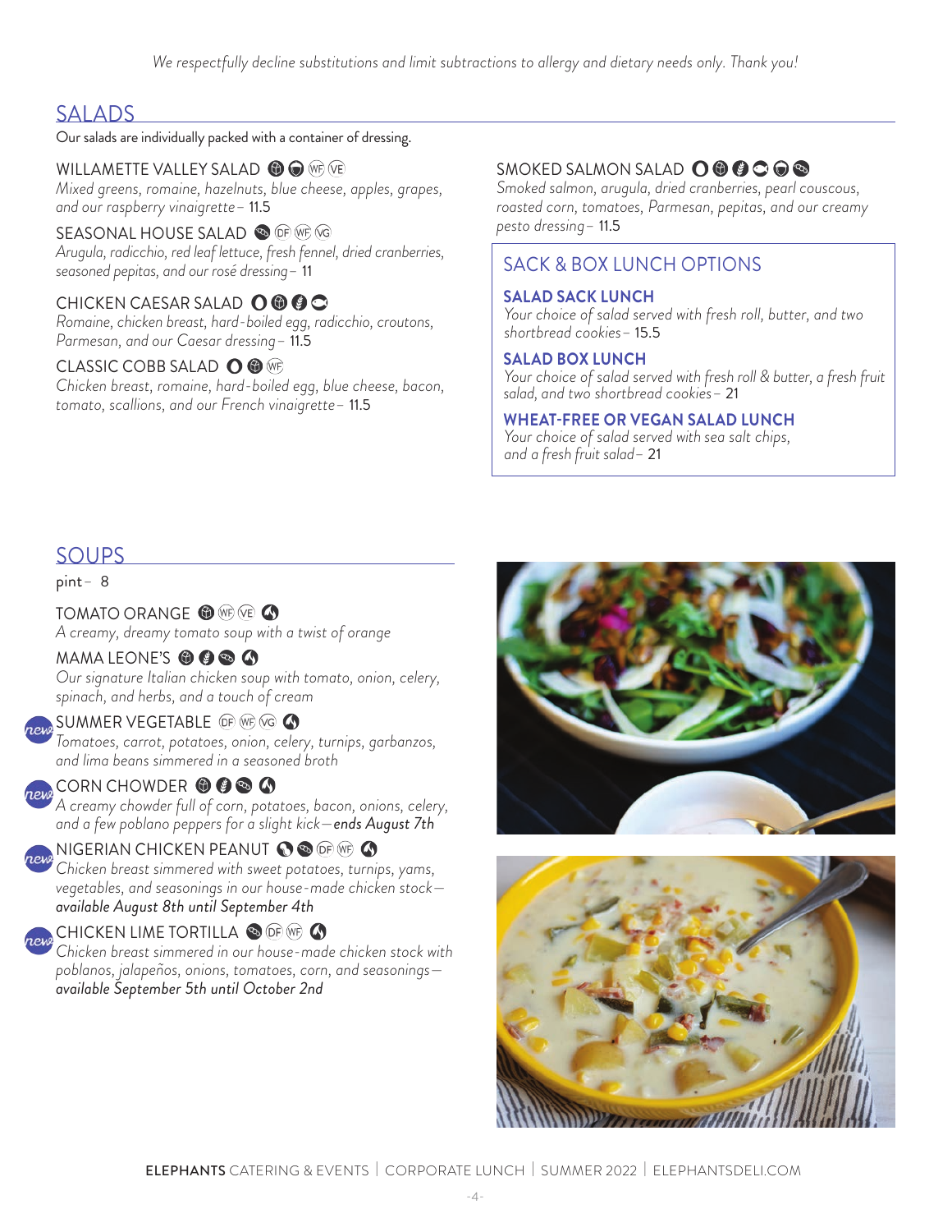*We respectfully decline substitutions and limit subtractions to allergy and dietary needs only. Thank you!*

## SALADS

Our salads are individually packed with a container of dressing.

### WILLAMETTE VALLEY SALAD (WF) (VE)

*Mixed greens, romaine, hazelnuts, blue cheese, apples, grapes, and our raspberry vinaigrette* – 11.5

### SEASONAL HOUSE SALAD (DF) (WF) (VG)

*Arugula, radicchio, red leaf lettuce, fresh fennel, dried cranberries, seasoned pepitas, and our rosé dressing* – 11

### CHICKEN CAESAR SALAD

*Romaine, chicken breast, hard-boiled egg, radicchio, croutons, Parmesan, and our Caesar dressing* – 11.5

### CLASSIC COBB SALAD (WF)

*Chicken breast, romaine, hard-boiled egg, blue cheese, bacon, tomato, scallions, and our French vinaigrette* – 11.5

### SMOKED SALMON SALAD

*Smoked salmon, arugula, dried cranberries, pearl couscous, roasted corn, tomatoes, Parmesan, pepitas, and our creamy pesto dressing* – 11.5

## SACK & BOX LUNCH OPTIONS

**SALAD SACK LUNCH**
*Your choice of salad served with fresh roll, butter, and two shortbread cookies* – 15.5

**SALAD BOX LUNCH**
*Your choice of salad served with fresh roll & butter, a fresh fruit salad, and two shortbread cookies* – 21

**WHEAT-FREE OR VEGAN SALAD LUNCH**
*Your choice of salad served with sea salt chips, and a fresh fruit salad* – 21

## SOUPS

pint – 8

### TOMATO ORANGE (WF) (VE)

*A creamy, dreamy tomato soup with a twist of orange*

### MAMA LEONE'S

*Our signature Italian chicken soup with tomato, onion, celery, spinach, and herbs, and a touch of cream*

### new SUMMER VEGETABLE (DF) (WF) (VG)

*Tomatoes, carrot, potatoes, onion, celery, turnips, garbanzos, and lima beans simmered in a seasoned broth*

### new CORN CHOWDER

*A creamy chowder full of corn, potatoes, bacon, onions, celery, and a few poblano peppers for a slight kick—**ends August 7th***

### new NIGERIAN CHICKEN PEANUT (DF) (WF)

*Chicken breast simmered with sweet potatoes, turnips, yams, vegetables, and seasonings in our house-made chicken stock—**available August 8th until September 4th***

### new CHICKEN LIME TORTILLA (DF) (WF)

*Chicken breast simmered in our house-made chicken stock with poblanos, jalapeños, onions, tomatoes, corn, and seasonings—**available September 5th until October 2nd***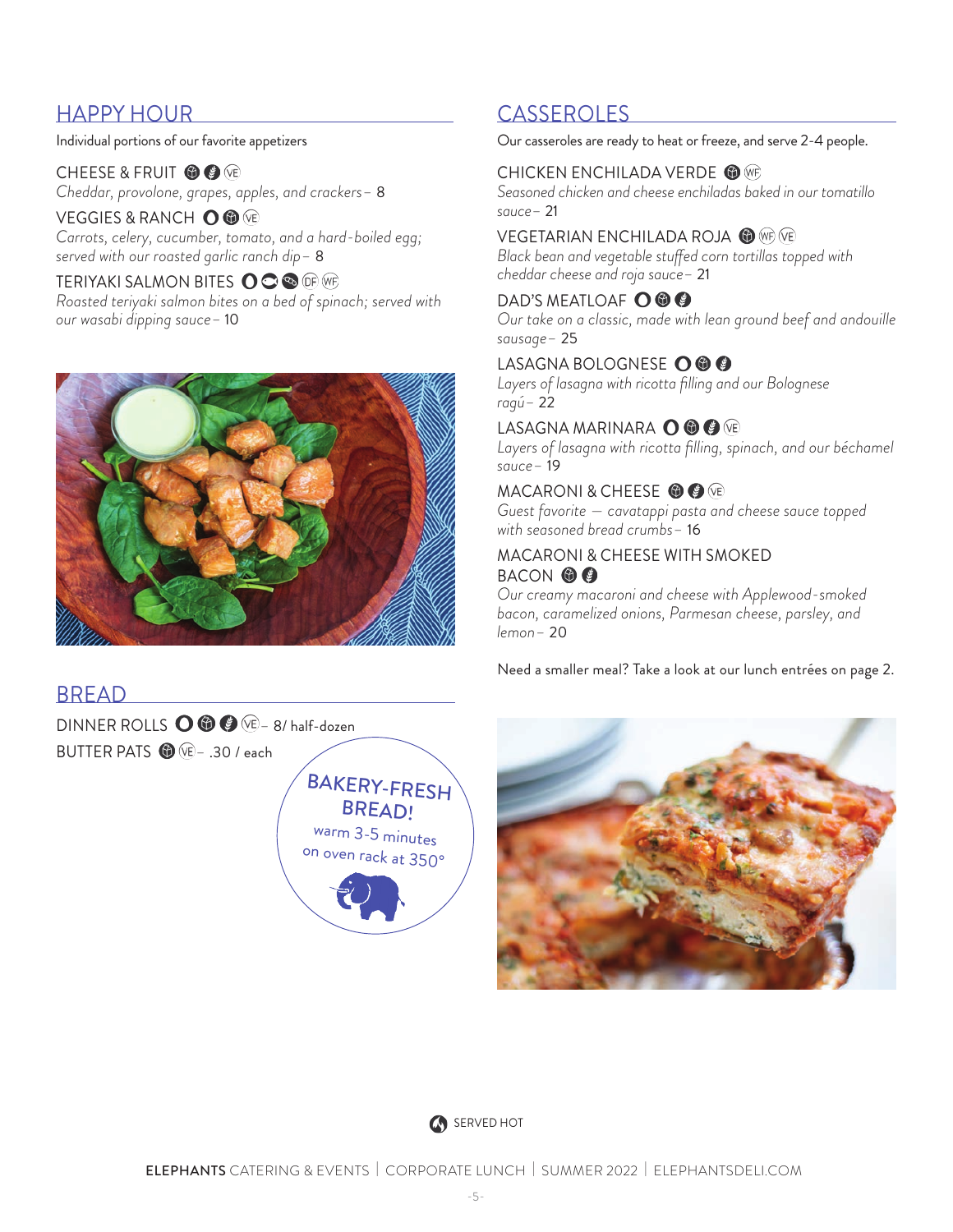## HAPPY HOUR

Individual portions of our favorite appetizers

CHEESE & FRUIT (VE)
*Cheddar, provolone, grapes, apples, and crackers* – 8

VEGGIES & RANCH (VE)
*Carrots, celery, cucumber, tomato, and a hard-boiled egg; served with our roasted garlic ranch dip* – 8

TERIYAKI SALMON BITES (DF) (WF)
*Roasted teriyaki salmon bites on a bed of spinach; served with our wasabi dipping sauce* – 10

## BREAD

DINNER ROLLS (VE) – 8/ half-dozen

BUTTER PATS (VE) – .30 / each

BAKERY-FRESH BREAD!
warm 3-5 minutes on oven rack at 350°

## CASSEROLES

Our casseroles are ready to heat or freeze, and serve 2-4 people.

CHICKEN ENCHILADA VERDE (WF)
*Seasoned chicken and cheese enchiladas baked in our tomatillo sauce* – 21

VEGETARIAN ENCHILADA ROJA (WF) (VE)
*Black bean and vegetable stuffed corn tortillas topped with cheddar cheese and roja sauce* – 21

DAD'S MEATLOAF
*Our take on a classic, made with lean ground beef and andouille sausage* – 25

LASAGNA BOLOGNESE
*Layers of lasagna with ricotta filling and our Bolognese ragú* – 22

LASAGNA MARINARA (VE)
*Layers of lasagna with ricotta filling, spinach, and our béchamel sauce* – 19

MACARONI & CHEESE (VE)
*Guest favorite — cavatappi pasta and cheese sauce topped with seasoned bread crumbs* – 16

MACARONI & CHEESE WITH SMOKED BACON
*Our creamy macaroni and cheese with Applewood-smoked bacon, caramelized onions, Parmesan cheese, parsley, and lemon* – 20

Need a smaller meal? Take a look at our lunch entrées on page 2.

SERVED HOT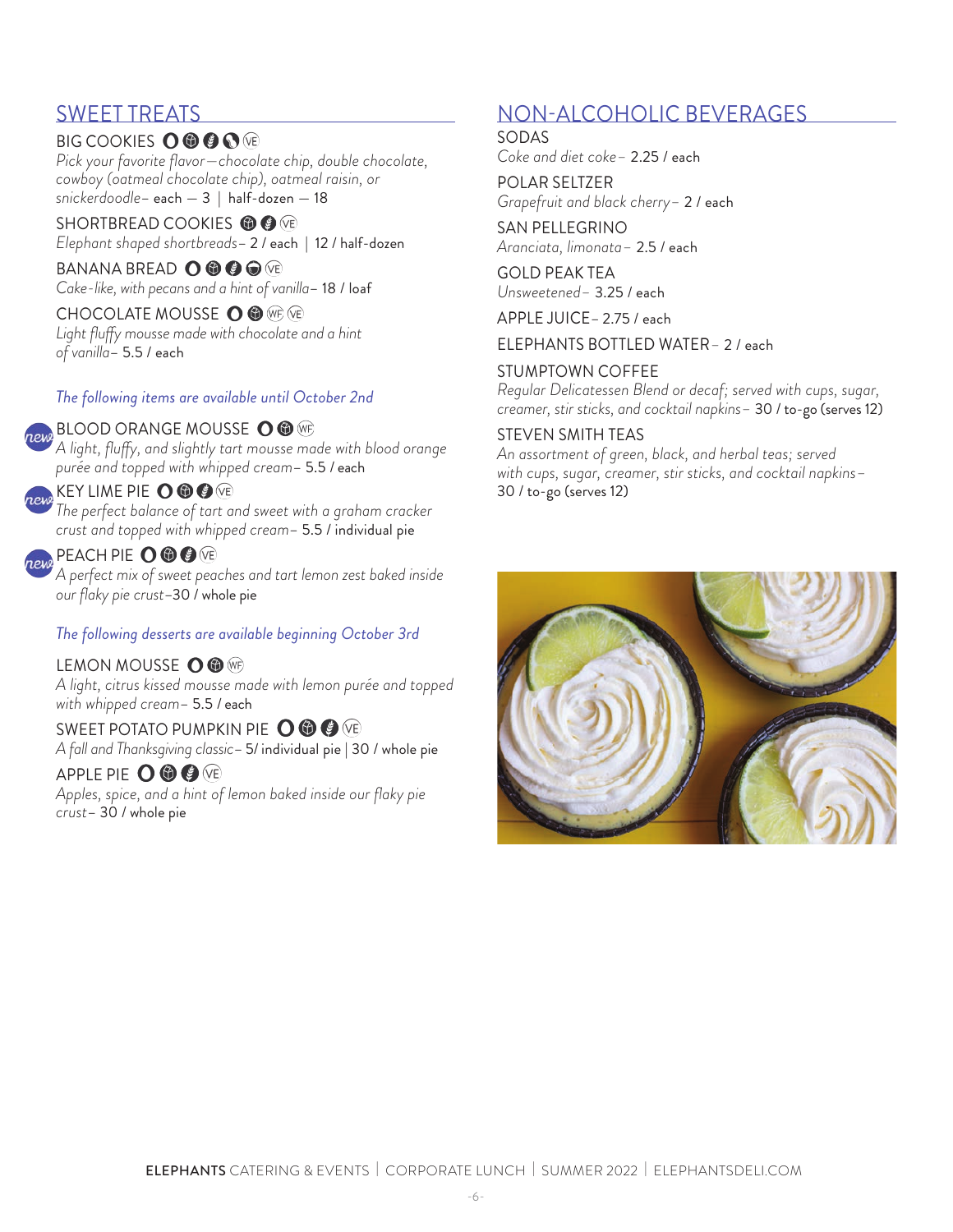## SWEET TREATS

**BIG COOKIES** (VE)
*Pick your favorite flavor—chocolate chip, double chocolate, cowboy (oatmeal chocolate chip), oatmeal raisin, or snickerdoodle*– each — 3 | half-dozen — 18

**SHORTBREAD COOKIES** (VE)
*Elephant shaped shortbreads*– 2 / each | 12 / half-dozen

**BANANA BREAD** (VE)
*Cake-like, with pecans and a hint of vanilla*– 18 / loaf

**CHOCOLATE MOUSSE** (WF) (VE)
*Light fluffy mousse made with chocolate and a hint of vanilla*– 5.5 / each

*The following items are available until October 2nd*

new **BLOOD ORANGE MOUSSE** (WF)
*A light, fluffy, and slightly tart mousse made with blood orange purée and topped with whipped cream*– 5.5 / each

new **KEY LIME PIE** (VE)
*The perfect balance of tart and sweet with a graham cracker crust and topped with whipped cream*– 5.5 / individual pie

new **PEACH PIE** (VE)
*A perfect mix of sweet peaches and tart lemon zest baked inside our flaky pie crust*–30 / whole pie

*The following desserts are available beginning October 3rd*

**LEMON MOUSSE** (WF)
*A light, citrus kissed mousse made with lemon purée and topped with whipped cream*– 5.5 / each

**SWEET POTATO PUMPKIN PIE** (VE)
*A fall and Thanksgiving classic*– 5/ individual pie | 30 / whole pie

**APPLE PIE** (VE)
*Apples, spice, and a hint of lemon baked inside our flaky pie crust*– 30 / whole pie

## NON-ALCOHOLIC BEVERAGES

**SODAS**
*Coke and diet coke*– 2.25 / each

**POLAR SELTZER**
*Grapefruit and black cherry*– 2 / each

**SAN PELLEGRINO**
*Aranciata, limonata*– 2.5 / each

**GOLD PEAK TEA**
*Unsweetened*– 3.25 / each

**APPLE JUICE**– 2.75 / each

**ELEPHANTS BOTTLED WATER**– 2 / each

**STUMPTOWN COFFEE**
*Regular Delicatessen Blend or decaf; served with cups, sugar, creamer, stir sticks, and cocktail napkins*– 30 / to-go (serves 12)

**STEVEN SMITH TEAS**
*An assortment of green, black, and herbal teas; served with cups, sugar, creamer, stir sticks, and cocktail napkins*– 30 / to-go (serves 12)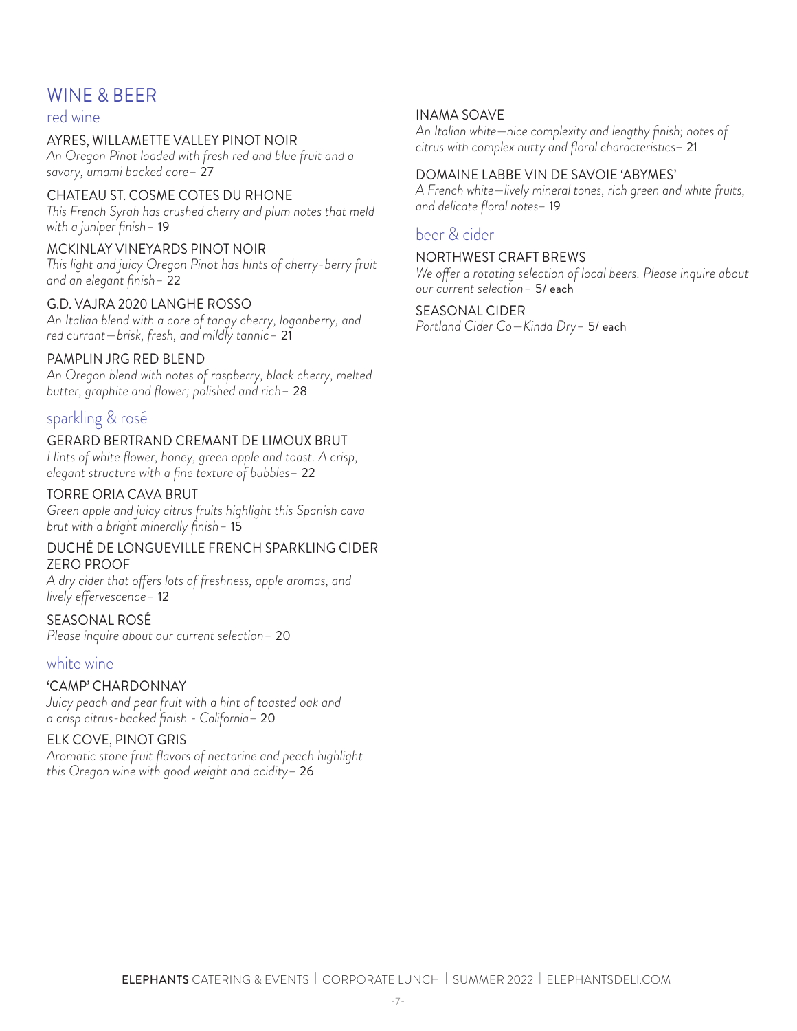## WINE & BEER

### red wine

AYRES, WILLAMETTE VALLEY PINOT NOIR
*An Oregon Pinot loaded with fresh red and blue fruit and a savory, umami backed core* – 27

CHATEAU ST. COSME COTES DU RHONE
*This French Syrah has crushed cherry and plum notes that meld with a juniper finish* – 19

MCKINLAY VINEYARDS PINOT NOIR
*This light and juicy Oregon Pinot has hints of cherry-berry fruit and an elegant finish* – 22

G.D. VAJRA 2020 LANGHE ROSSO
*An Italian blend with a core of tangy cherry, loganberry, and red currant—brisk, fresh, and mildly tannic* – 21

PAMPLIN JRG RED BLEND
*An Oregon blend with notes of raspberry, black cherry, melted butter, graphite and flower; polished and rich* – 28

### sparkling & rosé

GERARD BERTRAND CREMANT DE LIMOUX BRUT
*Hints of white flower, honey, green apple and toast. A crisp, elegant structure with a fine texture of bubbles* – 22

TORRE ORIA CAVA BRUT
*Green apple and juicy citrus fruits highlight this Spanish cava brut with a bright minerally finish* – 15

DUCHÉ DE LONGUEVILLE FRENCH SPARKLING CIDER ZERO PROOF
*A dry cider that offers lots of freshness, apple aromas, and lively effervescence* – 12

SEASONAL ROSÉ
*Please inquire about our current selection* – 20

### white wine

'CAMP' CHARDONNAY
*Juicy peach and pear fruit with a hint of toasted oak and a crisp citrus-backed finish - California* – 20

ELK COVE, PINOT GRIS
*Aromatic stone fruit flavors of nectarine and peach highlight this Oregon wine with good weight and acidity* – 26

INAMA SOAVE
*An Italian white—nice complexity and lengthy finish; notes of citrus with complex nutty and floral characteristics* – 21

DOMAINE LABBE VIN DE SAVOIE 'ABYMES'
*A French white—lively mineral tones, rich green and white fruits, and delicate floral notes* – 19

### beer & cider

NORTHWEST CRAFT BREWS
*We offer a rotating selection of local beers. Please inquire about our current selection* – 5/ each

SEASONAL CIDER
*Portland Cider Co—Kinda Dry* – 5/ each